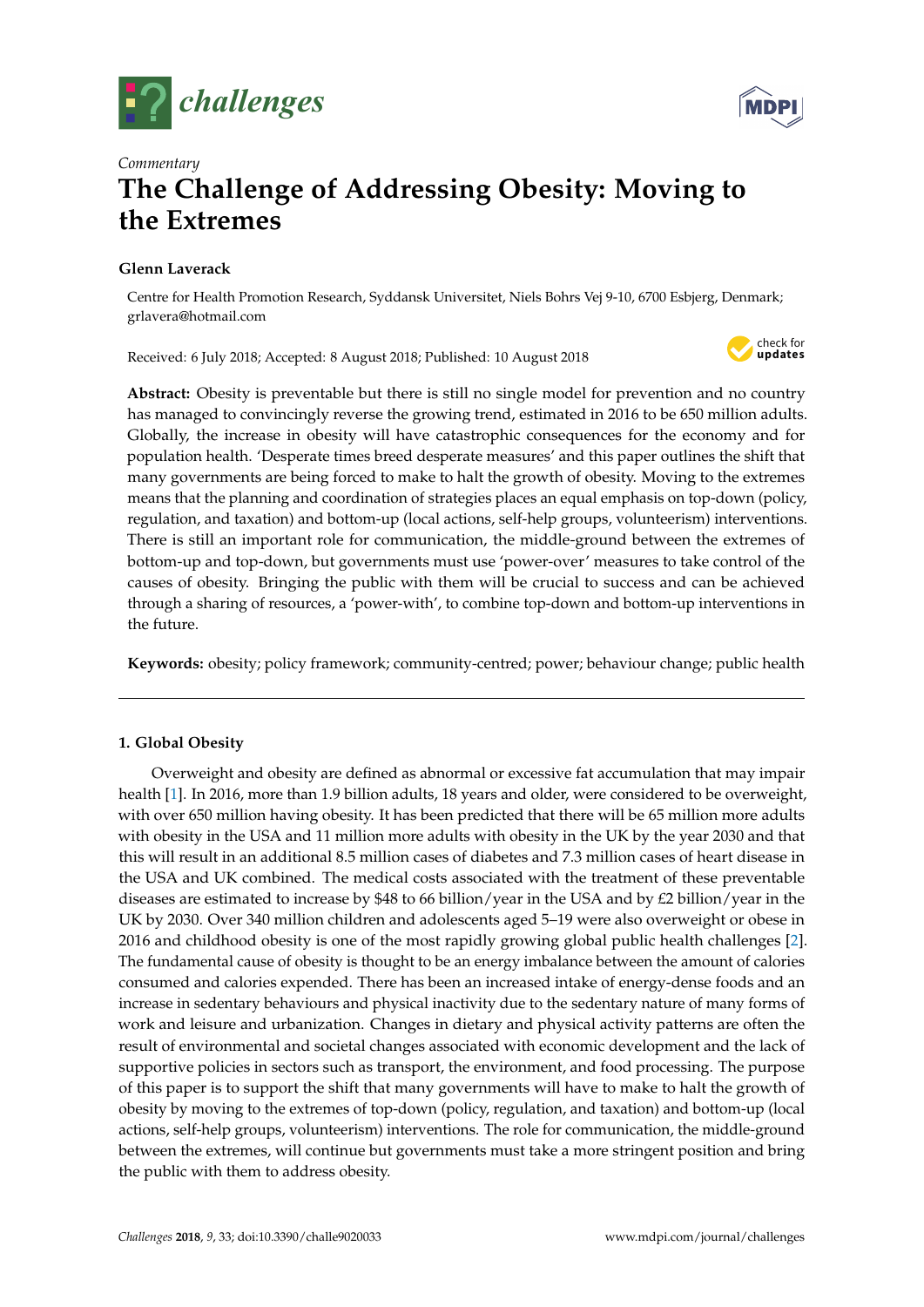*Commentary*

# The Challenge of Addressing Obesity: Moving to the Extremes

**Glenn Laverack**

Centre for Health Promotion Research, Syddansk Universitet, Niels Bohrs Vej 9-10, 6700 Esbjerg, Denmark; grlavera@hotmail.com

Received: 6 July 2018; Accepted: 8 August 2018; Published: 10 August 2018

**Abstract:** Obesity is preventable but there is still no single model for prevention and no country has managed to convincingly reverse the growing trend, estimated in 2016 to be 650 million adults. Globally, the increase in obesity will have catastrophic consequences for the economy and for population health. 'Desperate times breed desperate measures' and this paper outlines the shift that many governments are being forced to make to halt the growth of obesity. Moving to the extremes means that the planning and coordination of strategies places an equal emphasis on top-down (policy, regulation, and taxation) and bottom-up (local actions, self-help groups, volunteerism) interventions. There is still an important role for communication, the middle-ground between the extremes of bottom-up and top-down, but governments must use 'power-over' measures to take control of the causes of obesity. Bringing the public with them will be crucial to success and can be achieved through a sharing of resources, a 'power-with', to combine top-down and bottom-up interventions in the future.

**Keywords:** obesity; policy framework; community-centred; power; behaviour change; public health

## 1. Global Obesity

Overweight and obesity are defined as abnormal or excessive fat accumulation that may impair health [1]. In 2016, more than 1.9 billion adults, 18 years and older, were considered to be overweight, with over 650 million having obesity. It has been predicted that there will be 65 million more adults with obesity in the USA and 11 million more adults with obesity in the UK by the year 2030 and that this will result in an additional 8.5 million cases of diabetes and 7.3 million cases of heart disease in the USA and UK combined. The medical costs associated with the treatment of these preventable diseases are estimated to increase by $48 to 66 billion/year in the USA and by £2 billion/year in the UK by 2030. Over 340 million children and adolescents aged 5–19 were also overweight or obese in 2016 and childhood obesity is one of the most rapidly growing global public health challenges [2]. The fundamental cause of obesity is thought to be an energy imbalance between the amount of calories consumed and calories expended. There has been an increased intake of energy-dense foods and an increase in sedentary behaviours and physical inactivity due to the sedentary nature of many forms of work and leisure and urbanization. Changes in dietary and physical activity patterns are often the result of environmental and societal changes associated with economic development and the lack of supportive policies in sectors such as transport, the environment, and food processing. The purpose of this paper is to support the shift that many governments will have to make to halt the growth of obesity by moving to the extremes of top-down (policy, regulation, and taxation) and bottom-up (local actions, self-help groups, volunteerism) interventions. The role for communication, the middle-ground between the extremes, will continue but governments must take a more stringent position and bring the public with them to address obesity.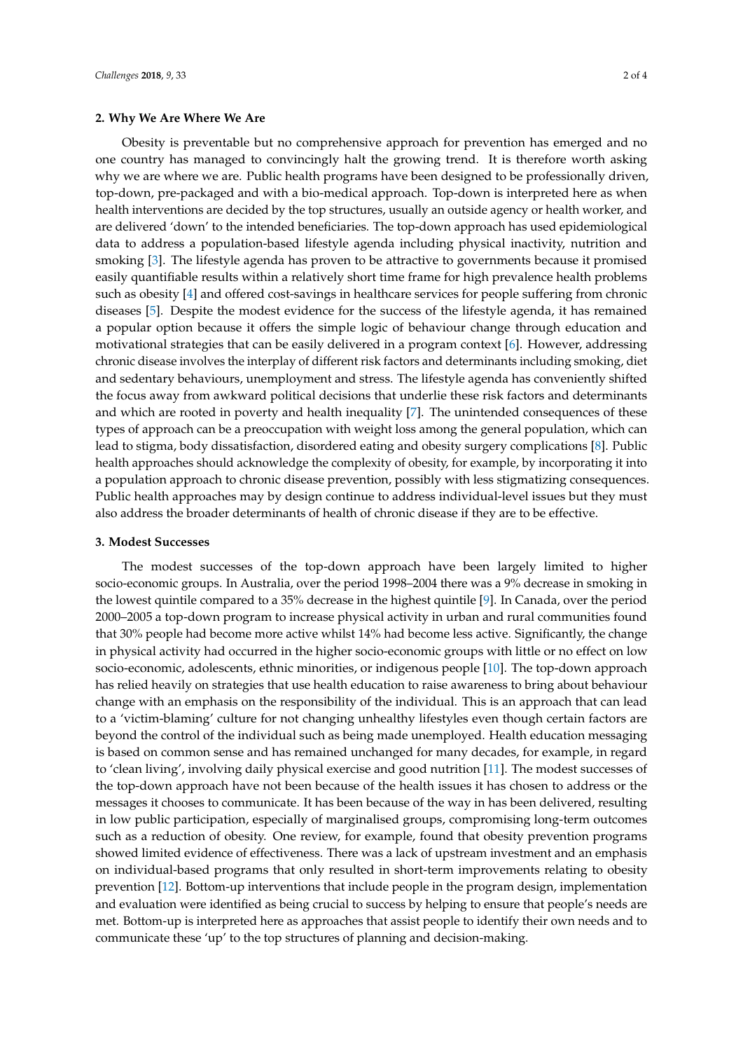## 2. Why We Are Where We Are

Obesity is preventable but no comprehensive approach for prevention has emerged and no one country has managed to convincingly halt the growing trend. It is therefore worth asking why we are where we are. Public health programs have been designed to be professionally driven, top-down, pre-packaged and with a bio-medical approach. Top-down is interpreted here as when health interventions are decided by the top structures, usually an outside agency or health worker, and are delivered 'down' to the intended beneficiaries. The top-down approach has used epidemiological data to address a population-based lifestyle agenda including physical inactivity, nutrition and smoking [3]. The lifestyle agenda has proven to be attractive to governments because it promised easily quantifiable results within a relatively short time frame for high prevalence health problems such as obesity [4] and offered cost-savings in healthcare services for people suffering from chronic diseases [5]. Despite the modest evidence for the success of the lifestyle agenda, it has remained a popular option because it offers the simple logic of behaviour change through education and motivational strategies that can be easily delivered in a program context [6]. However, addressing chronic disease involves the interplay of different risk factors and determinants including smoking, diet and sedentary behaviours, unemployment and stress. The lifestyle agenda has conveniently shifted the focus away from awkward political decisions that underlie these risk factors and determinants and which are rooted in poverty and health inequality [7]. The unintended consequences of these types of approach can be a preoccupation with weight loss among the general population, which can lead to stigma, body dissatisfaction, disordered eating and obesity surgery complications [8]. Public health approaches should acknowledge the complexity of obesity, for example, by incorporating it into a population approach to chronic disease prevention, possibly with less stigmatizing consequences. Public health approaches may by design continue to address individual-level issues but they must also address the broader determinants of health of chronic disease if they are to be effective.

## 3. Modest Successes

The modest successes of the top-down approach have been largely limited to higher socio-economic groups. In Australia, over the period 1998–2004 there was a 9% decrease in smoking in the lowest quintile compared to a 35% decrease in the highest quintile [9]. In Canada, over the period 2000–2005 a top-down program to increase physical activity in urban and rural communities found that 30% people had become more active whilst 14% had become less active. Significantly, the change in physical activity had occurred in the higher socio-economic groups with little or no effect on low socio-economic, adolescents, ethnic minorities, or indigenous people [10]. The top-down approach has relied heavily on strategies that use health education to raise awareness to bring about behaviour change with an emphasis on the responsibility of the individual. This is an approach that can lead to a 'victim-blaming' culture for not changing unhealthy lifestyles even though certain factors are beyond the control of the individual such as being made unemployed. Health education messaging is based on common sense and has remained unchanged for many decades, for example, in regard to 'clean living', involving daily physical exercise and good nutrition [11]. The modest successes of the top-down approach have not been because of the health issues it has chosen to address or the messages it chooses to communicate. It has been because of the way in has been delivered, resulting in low public participation, especially of marginalised groups, compromising long-term outcomes such as a reduction of obesity. One review, for example, found that obesity prevention programs showed limited evidence of effectiveness. There was a lack of upstream investment and an emphasis on individual-based programs that only resulted in short-term improvements relating to obesity prevention [12]. Bottom-up interventions that include people in the program design, implementation and evaluation were identified as being crucial to success by helping to ensure that people's needs are met. Bottom-up is interpreted here as approaches that assist people to identify their own needs and to communicate these 'up' to the top structures of planning and decision-making.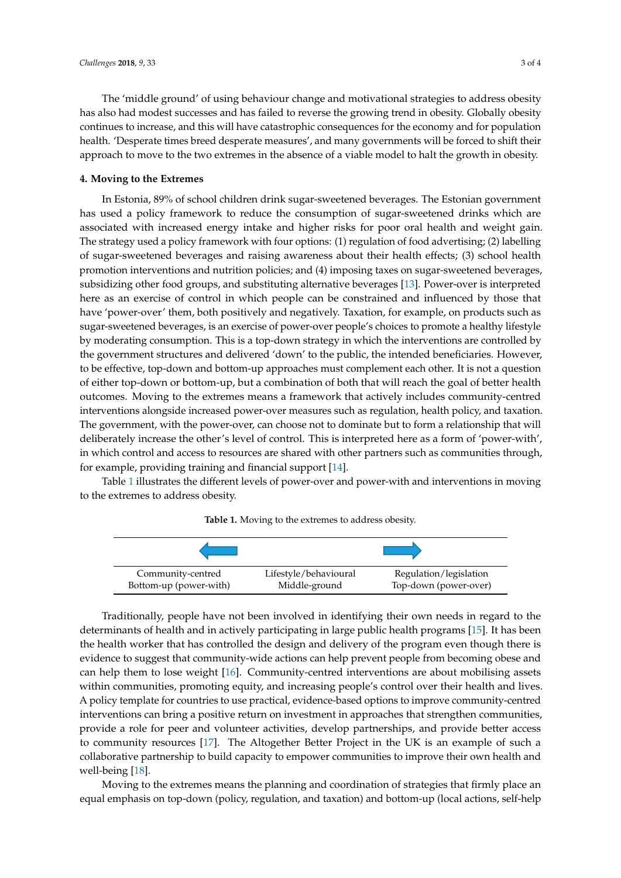The 'middle ground' of using behaviour change and motivational strategies to address obesity has also had modest successes and has failed to reverse the growing trend in obesity. Globally obesity continues to increase, and this will have catastrophic consequences for the economy and for population health. 'Desperate times breed desperate measures', and many governments will be forced to shift their approach to move to the two extremes in the absence of a viable model to halt the growth in obesity.

## 4. Moving to the Extremes

In Estonia, 89% of school children drink sugar-sweetened beverages. The Estonian government has used a policy framework to reduce the consumption of sugar-sweetened drinks which are associated with increased energy intake and higher risks for poor oral health and weight gain. The strategy used a policy framework with four options: (1) regulation of food advertising; (2) labelling of sugar-sweetened beverages and raising awareness about their health effects; (3) school health promotion interventions and nutrition policies; and (4) imposing taxes on sugar-sweetened beverages, subsidizing other food groups, and substituting alternative beverages [13]. Power-over is interpreted here as an exercise of control in which people can be constrained and influenced by those that have 'power-over' them, both positively and negatively. Taxation, for example, on products such as sugar-sweetened beverages, is an exercise of power-over people's choices to promote a healthy lifestyle by moderating consumption. This is a top-down strategy in which the interventions are controlled by the government structures and delivered 'down' to the public, the intended beneficiaries. However, to be effective, top-down and bottom-up approaches must complement each other. It is not a question of either top-down or bottom-up, but a combination of both that will reach the goal of better health outcomes. Moving to the extremes means a framework that actively includes community-centred interventions alongside increased power-over measures such as regulation, health policy, and taxation. The government, with the power-over, can choose not to dominate but to form a relationship that will deliberately increase the other's level of control. This is interpreted here as a form of 'power-with', in which control and access to resources are shared with other partners such as communities through, for example, providing training and financial support [14].

Table 1 illustrates the different levels of power-over and power-with and interventions in moving to the extremes to address obesity.

**Table 1.** Moving to the extremes to address obesity.

| ← | | → |
|---|---|---|
| Community-centred Bottom-up (power-with) | Lifestyle/behavioural Middle-ground | Regulation/legislation Top-down (power-over) |

Traditionally, people have not been involved in identifying their own needs in regard to the determinants of health and in actively participating in large public health programs [15]. It has been the health worker that has controlled the design and delivery of the program even though there is evidence to suggest that community-wide actions can help prevent people from becoming obese and can help them to lose weight [16]. Community-centred interventions are about mobilising assets within communities, promoting equity, and increasing people's control over their health and lives. A policy template for countries to use practical, evidence-based options to improve community-centred interventions can bring a positive return on investment in approaches that strengthen communities, provide a role for peer and volunteer activities, develop partnerships, and provide better access to community resources [17]. The Altogether Better Project in the UK is an example of such a collaborative partnership to build capacity to empower communities to improve their own health and well-being [18].

Moving to the extremes means the planning and coordination of strategies that firmly place an equal emphasis on top-down (policy, regulation, and taxation) and bottom-up (local actions, self-help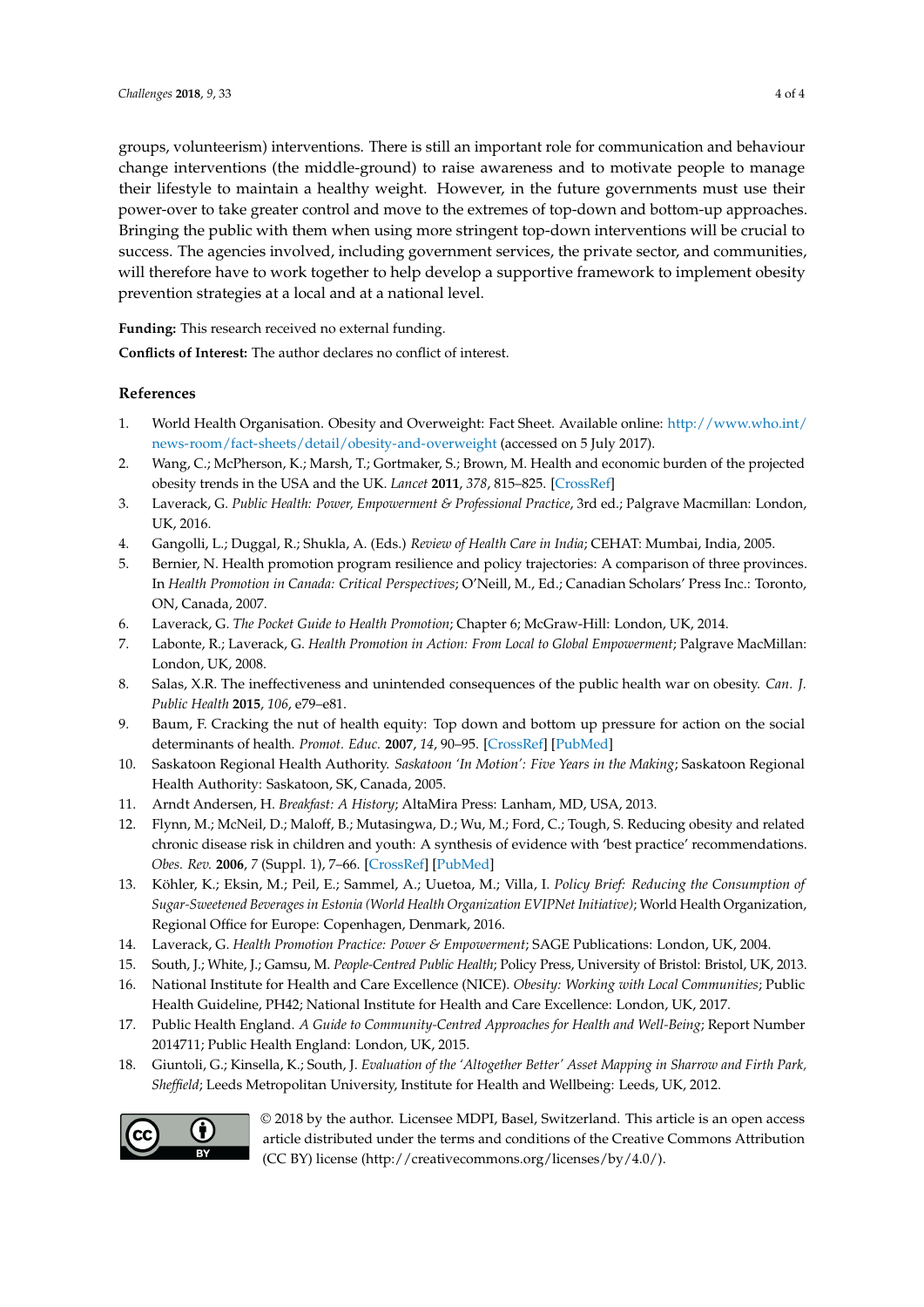groups, volunteerism) interventions. There is still an important role for communication and behaviour change interventions (the middle-ground) to raise awareness and to motivate people to manage their lifestyle to maintain a healthy weight. However, in the future governments must use their power-over to take greater control and move to the extremes of top-down and bottom-up approaches. Bringing the public with them when using more stringent top-down interventions will be crucial to success. The agencies involved, including government services, the private sector, and communities, will therefore have to work together to help develop a supportive framework to implement obesity prevention strategies at a local and at a national level.

**Funding:** This research received no external funding.

**Conflicts of Interest:** The author declares no conflict of interest.

## References

1. World Health Organisation. Obesity and Overweight: Fact Sheet. Available online: http://www.who.int/news-room/fact-sheets/detail/obesity-and-overweight (accessed on 5 July 2017).
2. Wang, C.; McPherson, K.; Marsh, T.; Gortmaker, S.; Brown, M. Health and economic burden of the projected obesity trends in the USA and the UK. *Lancet* **2011**, *378*, 815–825. [CrossRef]
3. Laverack, G. *Public Health: Power, Empowerment & Professional Practice*, 3rd ed.; Palgrave Macmillan: London, UK, 2016.
4. Gangolli, L.; Duggal, R.; Shukla, A. (Eds.) *Review of Health Care in India*; CEHAT: Mumbai, India, 2005.
5. Bernier, N. Health promotion program resilience and policy trajectories: A comparison of three provinces. In *Health Promotion in Canada: Critical Perspectives*; O'Neill, M., Ed.; Canadian Scholars' Press Inc.: Toronto, ON, Canada, 2007.
6. Laverack, G. *The Pocket Guide to Health Promotion*; Chapter 6; McGraw-Hill: London, UK, 2014.
7. Labonte, R.; Laverack, G. *Health Promotion in Action: From Local to Global Empowerment*; Palgrave MacMillan: London, UK, 2008.
8. Salas, X.R. The ineffectiveness and unintended consequences of the public health war on obesity. *Can. J. Public Health* **2015**, *106*, e79–e81.
9. Baum, F. Cracking the nut of health equity: Top down and bottom up pressure for action on the social determinants of health. *Promot. Educ.* **2007**, *14*, 90–95. [CrossRef] [PubMed]
10. Saskatoon Regional Health Authority. *Saskatoon 'In Motion': Five Years in the Making*; Saskatoon Regional Health Authority: Saskatoon, SK, Canada, 2005.
11. Arndt Andersen, H. *Breakfast: A History*; AltaMira Press: Lanham, MD, USA, 2013.
12. Flynn, M.; McNeil, D.; Maloff, B.; Mutasingwa, D.; Wu, M.; Ford, C.; Tough, S. Reducing obesity and related chronic disease risk in children and youth: A synthesis of evidence with 'best practice' recommendations. *Obes. Rev.* **2006**, *7* (Suppl. 1), 7–66. [CrossRef] [PubMed]
13. Köhler, K.; Eksin, M.; Peil, E.; Sammel, A.; Uuetoa, M.; Villa, I. *Policy Brief: Reducing the Consumption of Sugar-Sweetened Beverages in Estonia (World Health Organization EVIPNet Initiative)*; World Health Organization, Regional Office for Europe: Copenhagen, Denmark, 2016.
14. Laverack, G. *Health Promotion Practice: Power & Empowerment*; SAGE Publications: London, UK, 2004.
15. South, J.; White, J.; Gamsu, M. *People-Centred Public Health*; Policy Press, University of Bristol: Bristol, UK, 2013.
16. National Institute for Health and Care Excellence (NICE). *Obesity: Working with Local Communities*; Public Health Guideline, PH42; National Institute for Health and Care Excellence: London, UK, 2017.
17. Public Health England. *A Guide to Community-Centred Approaches for Health and Well-Being*; Report Number 2014711; Public Health England: London, UK, 2015.
18. Giuntoli, G.; Kinsella, K.; South, J. *Evaluation of the 'Altogether Better' Asset Mapping in Sharrow and Firth Park, Sheffield*; Leeds Metropolitan University, Institute for Health and Wellbeing: Leeds, UK, 2012.

© 2018 by the author. Licensee MDPI, Basel, Switzerland. This article is an open access article distributed under the terms and conditions of the Creative Commons Attribution (CC BY) license (http://creativecommons.org/licenses/by/4.0/).